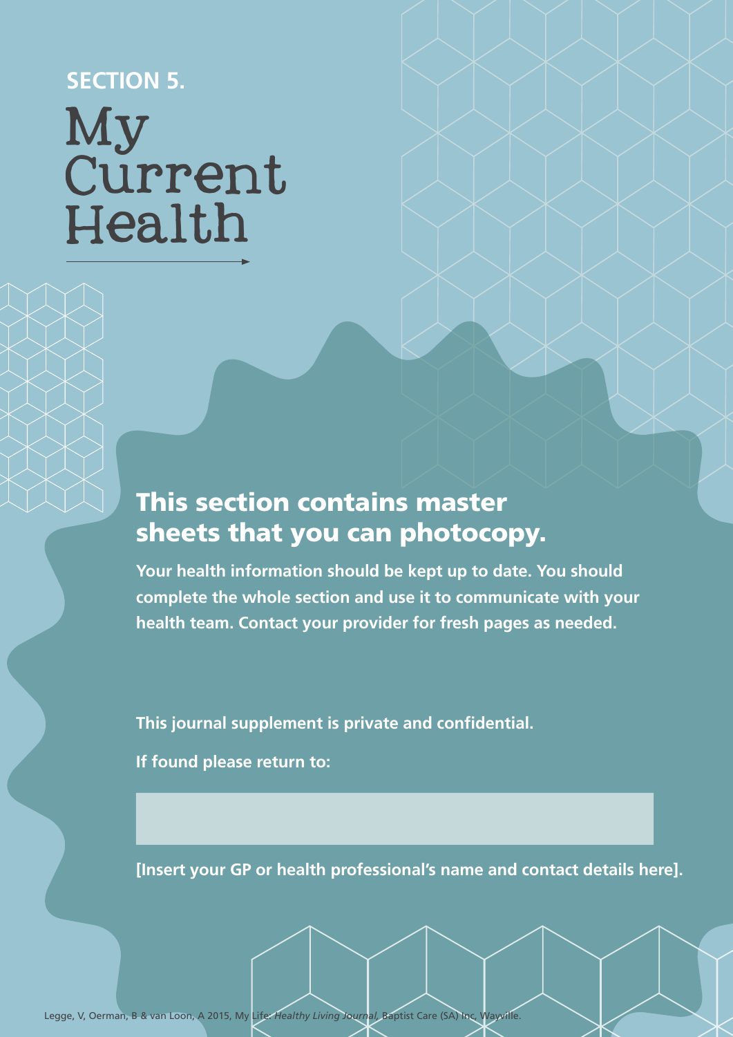SECTION 5.

# My Current Health

## This section contains master sheets that you can photocopy.

**Your health information should be kept up to date. You should complete the whole section and use it to communicate with your health team. Contact your provider for fresh pages as needed.**

**This journal supplement is private and confidential.**

**If found please return to:**

**[Insert your GP or health professional's name and contact details here].**

Legge, V, Oerman, B & van Loon, A 2015, My Life: *Healthy Living Journal*, Baptist Care (SA) Inc, Wayville.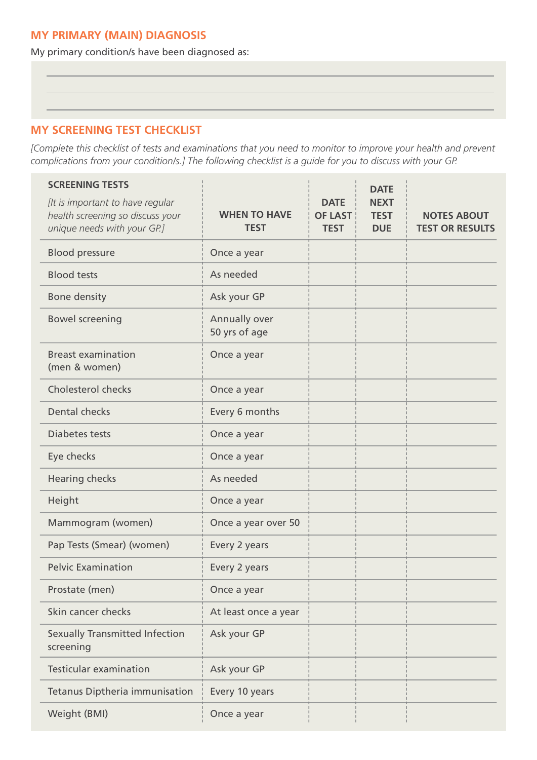## MY PRIMARY (MAIN) DIAGNOSIS

My primary condition/s have been diagnosed as:

______________________________________________

______________________________________________

______________________________________________

## MY SCREENING TEST CHECKLIST

*[Complete this checklist of tests and examinations that you need to monitor to improve your health and prevent complications from your condition/s.] The following checklist is a guide for you to discuss with your GP.*

| **SCREENING TESTS** *[It is important to have regular health screening so discuss your unique needs with your GP.]* | **WHEN TO HAVE TEST** | **DATE OF LAST TEST** | **DATE NEXT TEST DUE** | **NOTES ABOUT TEST OR RESULTS** |
|---|---|---|---|---|
| Blood pressure | Once a year | | | |
| Blood tests | As needed | | | |
| Bone density | Ask your GP | | | |
| Bowel screening | Annually over 50 yrs of age | | | |
| Breast examination (men & women) | Once a year | | | |
| Cholesterol checks | Once a year | | | |
| Dental checks | Every 6 months | | | |
| Diabetes tests | Once a year | | | |
| Eye checks | Once a year | | | |
| Hearing checks | As needed | | | |
| Height | Once a year | | | |
| Mammogram (women) | Once a year over 50 | | | |
| Pap Tests (Smear) (women) | Every 2 years | | | |
| Pelvic Examination | Every 2 years | | | |
| Prostate (men) | Once a year | | | |
| Skin cancer checks | At least once a year | | | |
| Sexually Transmitted Infection screening | Ask your GP | | | |
| Testicular examination | Ask your GP | | | |
| Tetanus Diptheria immunisation | Every 10 years | | | |
| Weight (BMI) | Once a year | | | |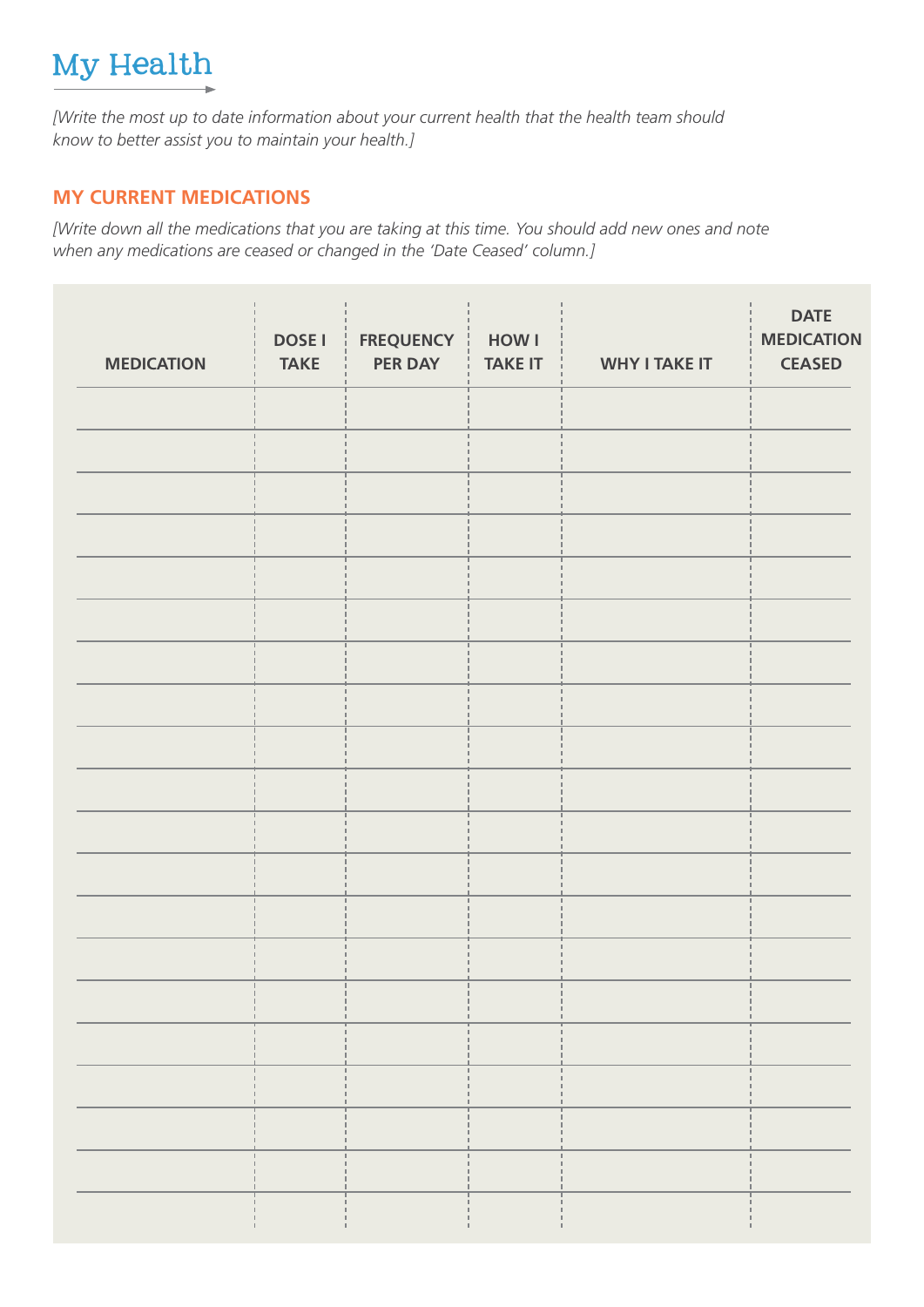# My Health

*[Write the most up to date information about your current health that the health team should know to better assist you to maintain your health.]*

## MY CURRENT MEDICATIONS

*[Write down all the medications that you are taking at this time. You should add new ones and note when any medications are ceased or changed in the 'Date Ceased' column.]*

| MEDICATION | DOSE I TAKE | FREQUENCY PER DAY | HOW I TAKE IT | WHY I TAKE IT | DATE MEDICATION CEASED |
|---|---|---|---|---|---|
| | | | | | |
| | | | | | |
| | | | | | |
| | | | | | |
| | | | | | |
| | | | | | |
| | | | | | |
| | | | | | |
| | | | | | |
| | | | | | |
| | | | | | |
| | | | | | |
| | | | | | |
| | | | | | |
| | | | | | |
| | | | | | |
| | | | | | |
| | | | | | |
| | | | | | |
| | | | | | |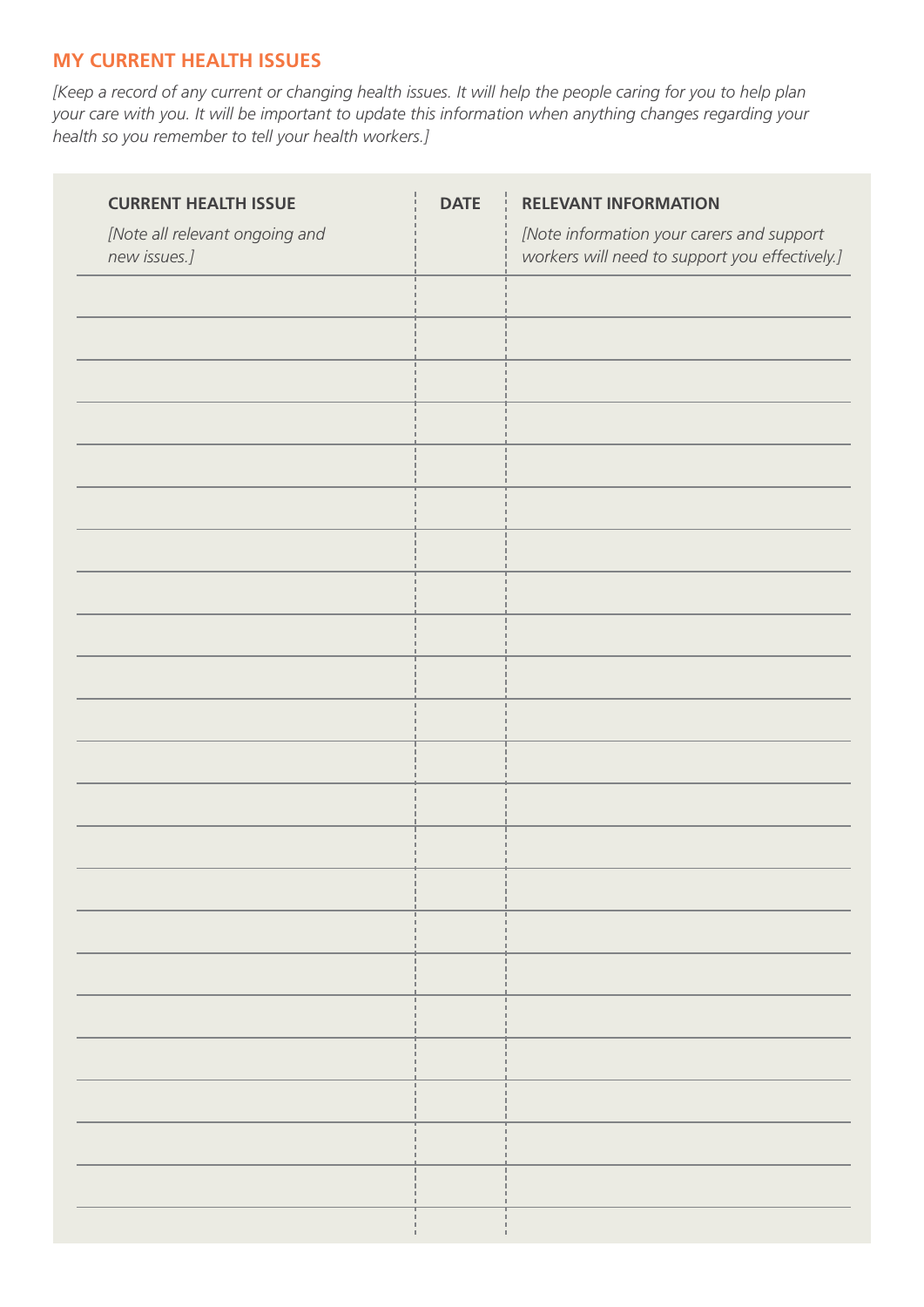## MY CURRENT HEALTH ISSUES

*[Keep a record of any current or changing health issues. It will help the people caring for you to help plan your care with you. It will be important to update this information when anything changes regarding your health so you remember to tell your health workers.]*

| **CURRENT HEALTH ISSUE** *[Note all relevant ongoing and new issues.]* | **DATE** | **RELEVANT INFORMATION** *[Note information your carers and support workers will need to support you effectively.]* |
|---|---|---|
| | | |
| | | |
| | | |
| | | |
| | | |
| | | |
| | | |
| | | |
| | | |
| | | |
| | | |
| | | |
| | | |
| | | |
| | | |
| | | |
| | | |
| | | |
| | | |
| | | |
| | | |
| | | |
| | | |
| | | |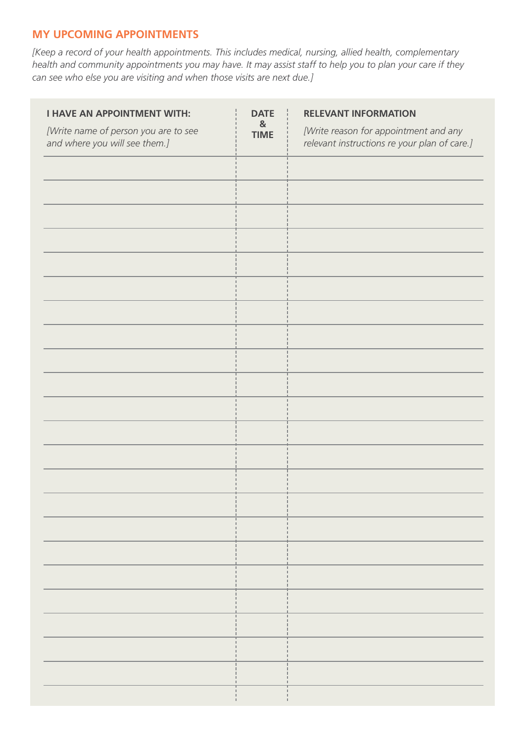## MY UPCOMING APPOINTMENTS

*[Keep a record of your health appointments. This includes medical, nursing, allied health, complementary health and community appointments you may have. It may assist staff to help you to plan your care if they can see who else you are visiting and when those visits are next due.]*

| **I HAVE AN APPOINTMENT WITH:** *[Write name of person you are to see and where you will see them.]* | **DATE & TIME** | **RELEVANT INFORMATION** *[Write reason for appointment and any relevant instructions re your plan of care.]* |
|---|---|---|
| | | |
| | | |
| | | |
| | | |
| | | |
| | | |
| | | |
| | | |
| | | |
| | | |
| | | |
| | | |
| | | |
| | | |
| | | |
| | | |
| | | |
| | | |
| | | |
| | | |
| | | |
| | | |
| | | |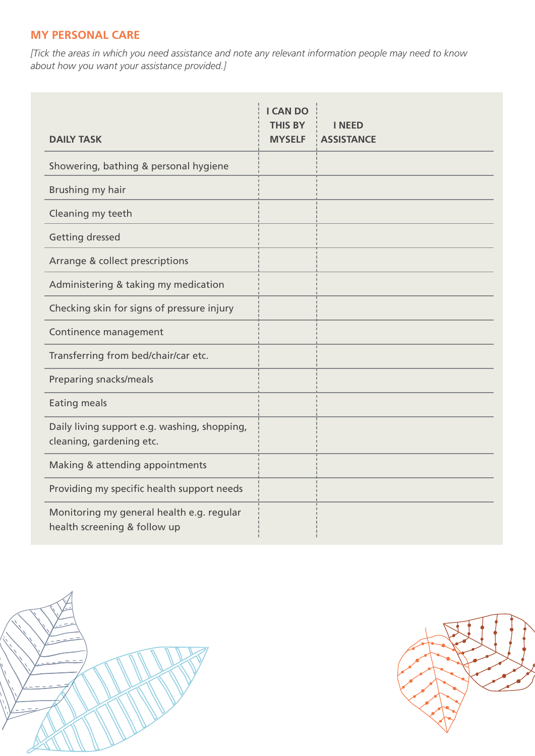## MY PERSONAL CARE

*[Tick the areas in which you need assistance and note any relevant information people may need to know about how you want your assistance provided.]*

| DAILY TASK | I CAN DO THIS BY MYSELF | I NEED ASSISTANCE |
| --- | --- | --- |
| Showering, bathing & personal hygiene | | |
| Brushing my hair | | |
| Cleaning my teeth | | |
| Getting dressed | | |
| Arrange & collect prescriptions | | |
| Administering & taking my medication | | |
| Checking skin for signs of pressure injury | | |
| Continence management | | |
| Transferring from bed/chair/car etc. | | |
| Preparing snacks/meals | | |
| Eating meals | | |
| Daily living support e.g. washing, shopping, cleaning, gardening etc. | | |
| Making & attending appointments | | |
| Providing my specific health support needs | | |
| Monitoring my general health e.g. regular health screening & follow up | | |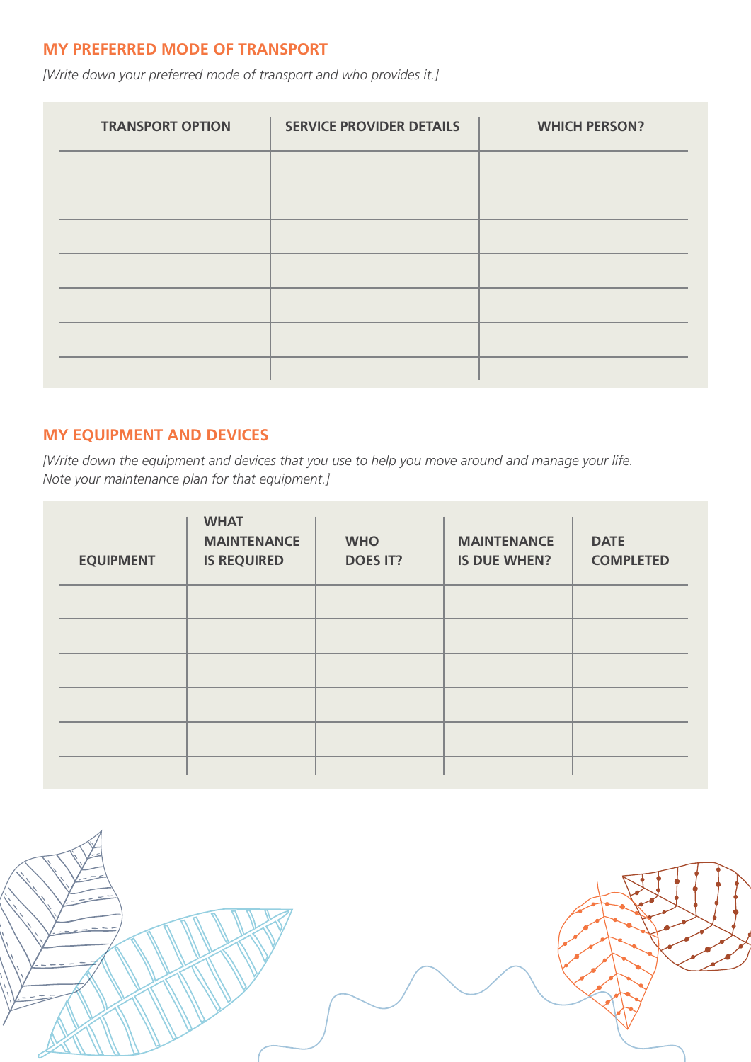## MY PREFERRED MODE OF TRANSPORT

*[Write down your preferred mode of transport and who provides it.]*

| TRANSPORT OPTION | SERVICE PROVIDER DETAILS | WHICH PERSON? |
|---|---|---|
| | | |
| | | |
| | | |
| | | |
| | | |
| | | |

## MY EQUIPMENT AND DEVICES

*[Write down the equipment and devices that you use to help you move around and manage your life. Note your maintenance plan for that equipment.]*

| EQUIPMENT | WHAT MAINTENANCE IS REQUIRED | WHO DOES IT? | MAINTENANCE IS DUE WHEN? | DATE COMPLETED |
|---|---|---|---|---|
| | | | | |
| | | | | |
| | | | | |
| | | | | |
| | | | | |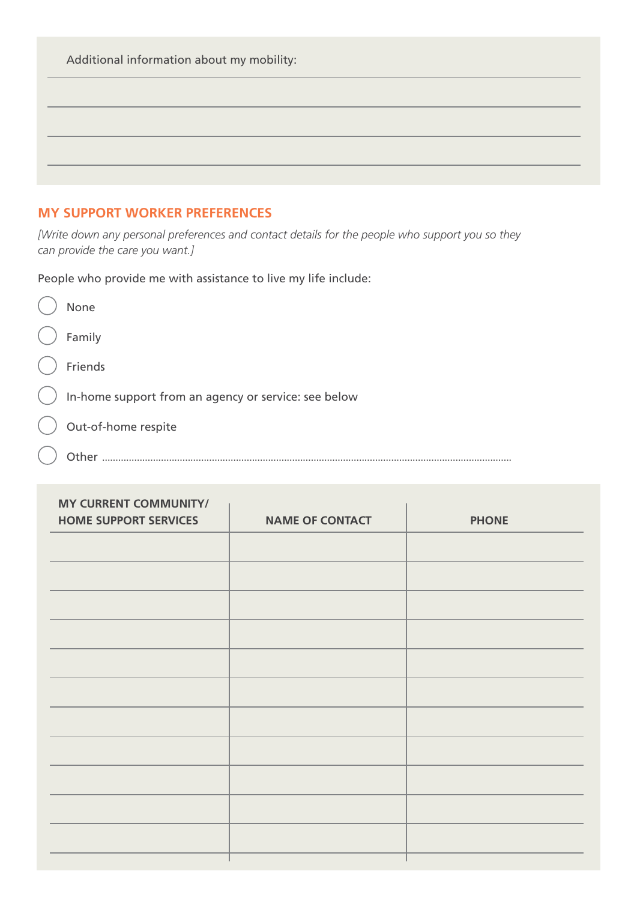Additional information about my mobility:

_______________________________________________

_______________________________________________

_______________________________________________

_______________________________________________

## MY SUPPORT WORKER PREFERENCES

*[Write down any personal preferences and contact details for the people who support you so they can provide the care you want.]*

People who provide me with assistance to live my life include:

- ◯ None
- ◯ Family
- ◯ Friends
- ◯ In-home support from an agency or service: see below
- ◯ Out-of-home respite
- ◯ Other ..............................................................................................................................................

| MY CURRENT COMMUNITY/ HOME SUPPORT SERVICES | NAME OF CONTACT | PHONE |
|---|---|---|
| | | |
| | | |
| | | |
| | | |
| | | |
| | | |
| | | |
| | | |
| | | |
| | | |
| | | |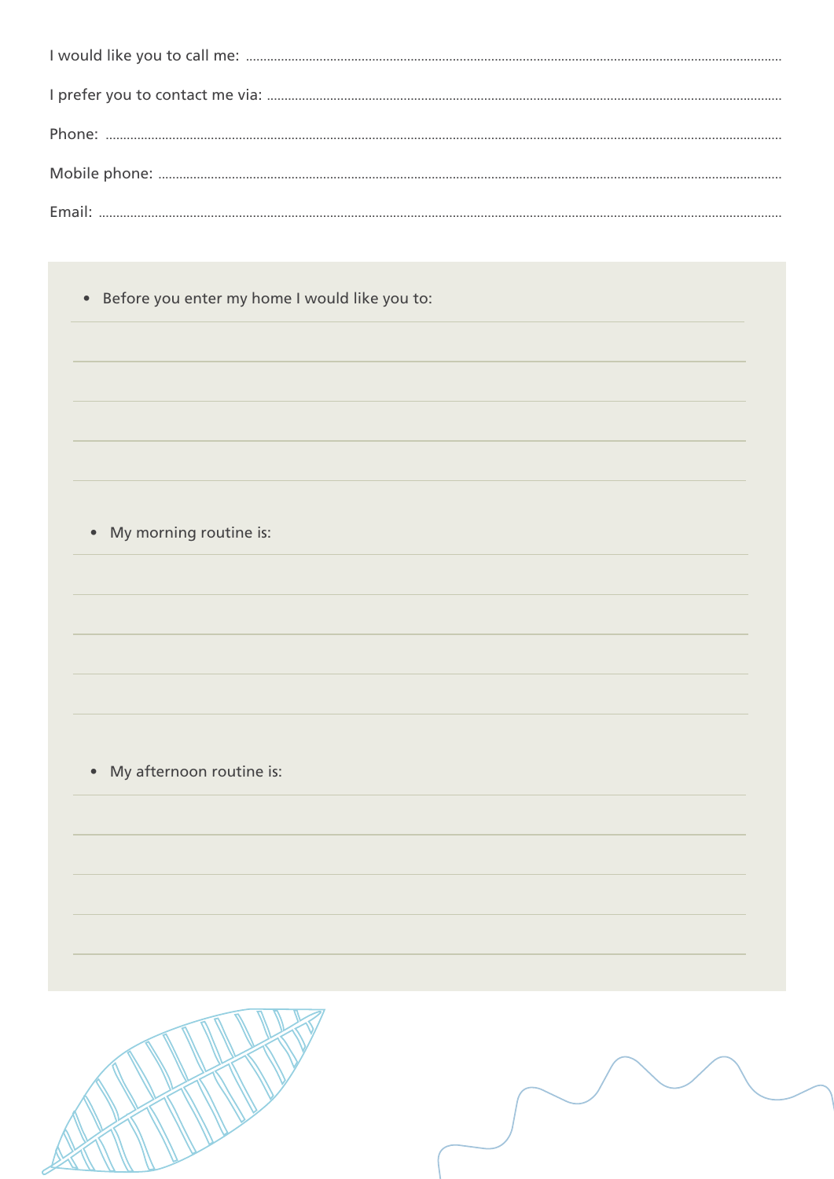I would like you to call me: ..............................................................................................

I prefer you to contact me via: ..............................................................................................

Phone: ..............................................................................................

Mobile phone: ..............................................................................................

Email: ..............................................................................................

- Before you enter my home I would like you to:

- My morning routine is:

- My afternoon routine is: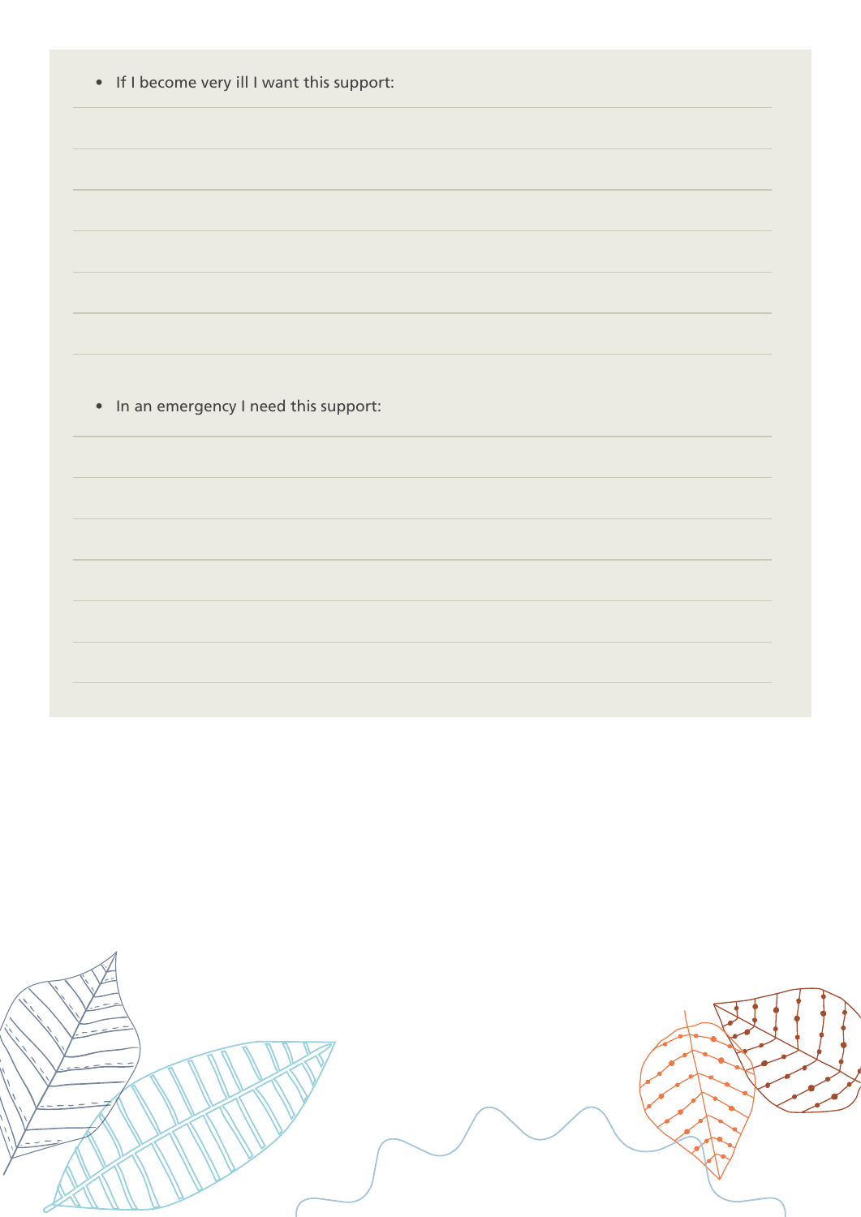- If I become very ill I want this support:

- In an emergency I need this support: